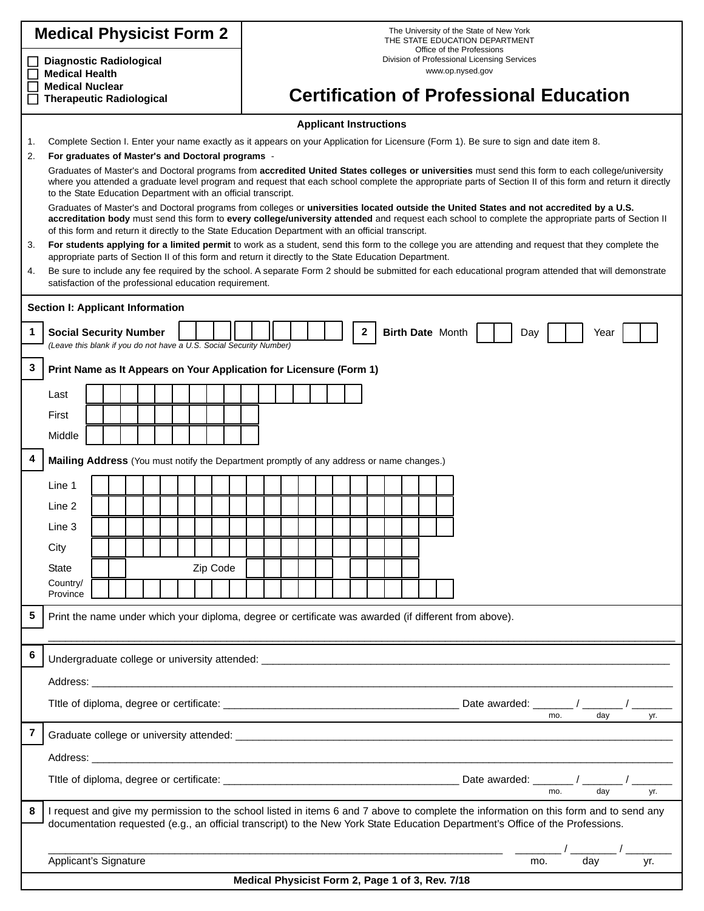# Medical Physicist Form 2

☐ Diagnostic Radiological
☐ Medical Health
☐ Medical Nuclear
☐ Therapeutic Radiological

The University of the State of New York
THE STATE EDUCATION DEPARTMENT
Office of the Professions
Division of Professional Licensing Services
www.op.nysed.gov

## Certification of Professional Education

### Applicant Instructions

1. Complete Section I. Enter your name exactly as it appears on your Application for Licensure (Form 1). Be sure to sign and date item 8.
2. **For graduates of Master's and Doctoral programs** -

   Graduates of Master's and Doctoral programs from **accredited United States colleges or universities** must send this form to each college/university where you attended a graduate level program and request that each school complete the appropriate parts of Section II of this form and return it directly to the State Education Department with an official transcript.

   Graduates of Master's and Doctoral programs from colleges or **universities located outside the United States and not accredited by a U.S. accreditation body** must send this form to **every college/university attended** and request each school to complete the appropriate parts of Section II of this form and return it directly to the State Education Department with an official transcript.
3. **For students applying for a limited permit** to work as a student, send this form to the college you are attending and request that they complete the appropriate parts of Section II of this form and return it directly to the State Education Department.
4. Be sure to include any fee required by the school. A separate Form 2 should be submitted for each educational program attended that will demonstrate satisfaction of the professional education requirement.

### Section I: Applicant Information

**1** **Social Security Number** ☐☐☐ ☐☐ ☐☐☐☐
*(Leave this blank if you do not have a U.S. Social Security Number)*

**2** **Birth Date** Month ☐☐ Day ☐☐ Year ☐☐

**3** **Print Name as It Appears on Your Application for Licensure (Form 1)**

Last
First
Middle

**4** **Mailing Address** (You must notify the Department promptly of any address or name changes.)

Line 1
Line 2
Line 3
City
State Zip Code
Country/Province

**5** Print the name under which your diploma, degree or certificate was awarded (if different from above).

______________________________________________________________________

**6** Undergraduate college or university attended: ______________________________________________

Address: ______________________________________________________________________

Title of diploma, degree or certificate: ______________________________ Date awarded: _______ / _______ / _______
mo. day yr.

**7** Graduate college or university attended: ______________________________________________

Address: ______________________________________________________________________

Title of diploma, degree or certificate: ______________________________ Date awarded: _______ / _______ / _______
mo. day yr.

**8** I request and give my permission to the school listed in items 6 and 7 above to complete the information on this form and to send any documentation requested (e.g., an official transcript) to the New York State Education Department's Office of the Professions.

______________________________________________________ ________ / ________ / ________
Applicant's Signature mo. day yr.

**Medical Physicist Form 2, Page 1 of 3, Rev. 7/18**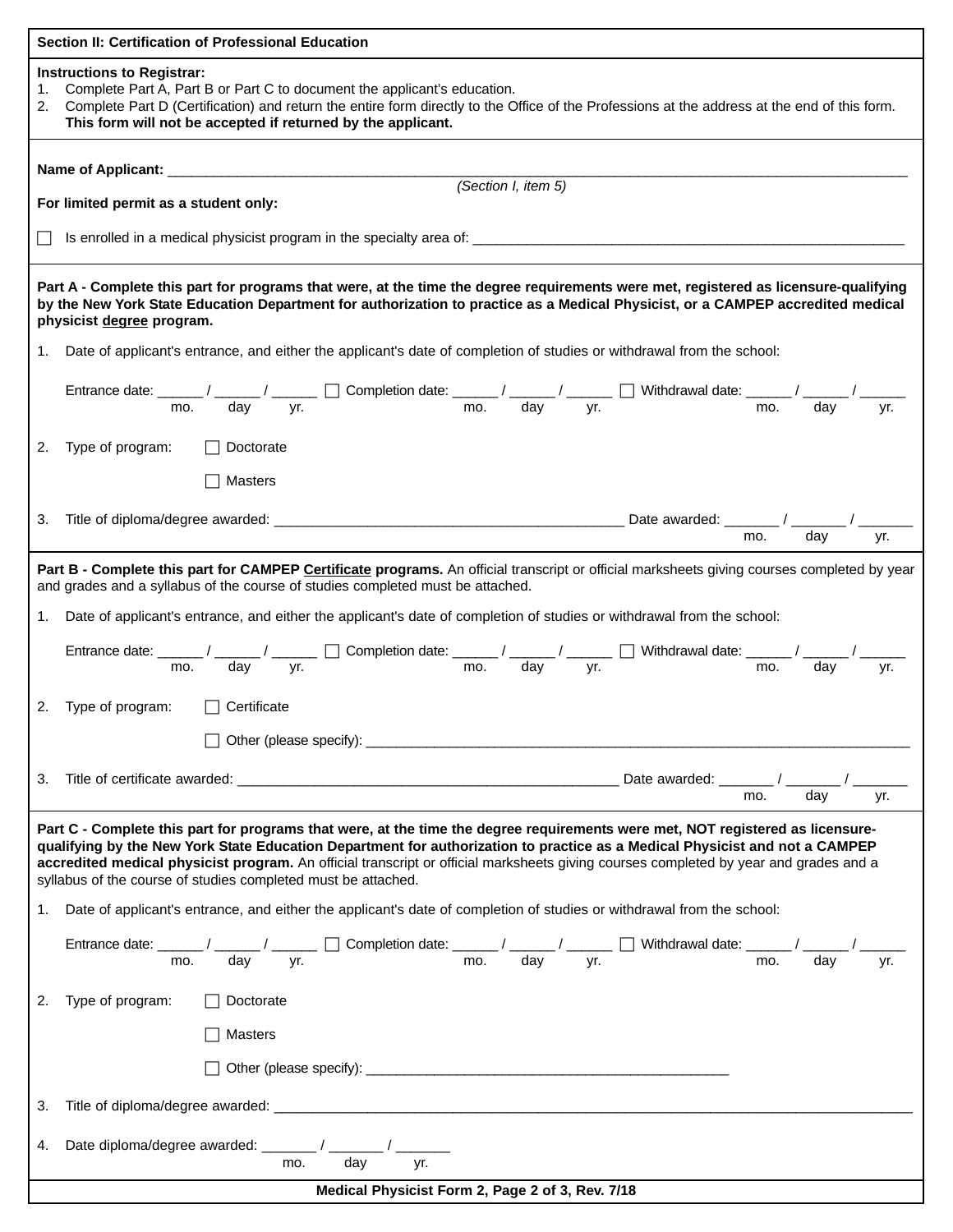## Section II: Certification of Professional Education

**Instructions to Registrar:**

1. Complete Part A, Part B or Part C to document the applicant's education.
2. Complete Part D (Certification) and return the entire form directly to the Office of the Professions at the address at the end of this form. **This form will not be accepted if returned by the applicant.**

**Name of Applicant:** ______________________________________________
*(Section I, item 5)*

**For limited permit as a student only:**

☐ Is enrolled in a medical physicist program in the specialty area of: ______________________________

---

**Part A - Complete this part for programs that were, at the time the degree requirements were met, registered as licensure-qualifying by the New York State Education Department for authorization to practice as a Medical Physicist, or a CAMPEP accredited medical physicist <u>degree</u> program.**

1. Date of applicant's entrance, and either the applicant's date of completion of studies or withdrawal from the school:

   Entrance date: ______ / ______ / ______ (mo. day yr.) ☐ Completion date: ______ / ______ / ______ (mo. day yr.) ☐ Withdrawal date: ______ / ______ / ______ (mo. day yr.)

2. Type of program: ☐ Doctorate

   ☐ Masters

3. Title of diploma/degree awarded: ______________________________ Date awarded: _______ / _______ / _______ (mo. day yr.)

---

**Part B - Complete this part for CAMPEP <u>Certificate</u> programs.** An official transcript or official marksheets giving courses completed by year and grades and a syllabus of the course of studies completed must be attached.

1. Date of applicant's entrance, and either the applicant's date of completion of studies or withdrawal from the school:

   Entrance date: ______ / ______ / ______ (mo. day yr.) ☐ Completion date: ______ / ______ / ______ (mo. day yr.) ☐ Withdrawal date: ______ / ______ / ______ (mo. day yr.)

2. Type of program: ☐ Certificate

   ☐ Other (please specify): ______________________________

3. Title of certificate awarded: ______________________________ Date awarded: _______ / _______ / _______ (mo. day yr.)

---

**Part C - Complete this part for programs that were, at the time the degree requirements were met, NOT registered as licensure-qualifying by the New York State Education Department for authorization to practice as a Medical Physicist and not a CAMPEP accredited medical physicist program.** An official transcript or official marksheets giving courses completed by year and grades and a syllabus of the course of studies completed must be attached.

1. Date of applicant's entrance, and either the applicant's date of completion of studies or withdrawal from the school:

   Entrance date: ______ / ______ / ______ (mo. day yr.) ☐ Completion date: ______ / ______ / ______ (mo. day yr.) ☐ Withdrawal date: ______ / ______ / ______ (mo. day yr.)

2. Type of program: ☐ Doctorate

   ☐ Masters

   ☐ Other (please specify): ______________________________

3. Title of diploma/degree awarded: ______________________________

4. Date diploma/degree awarded: _______ / _______ / _______ (mo. day yr.)

**Medical Physicist Form 2, Page 2 of 3, Rev. 7/18**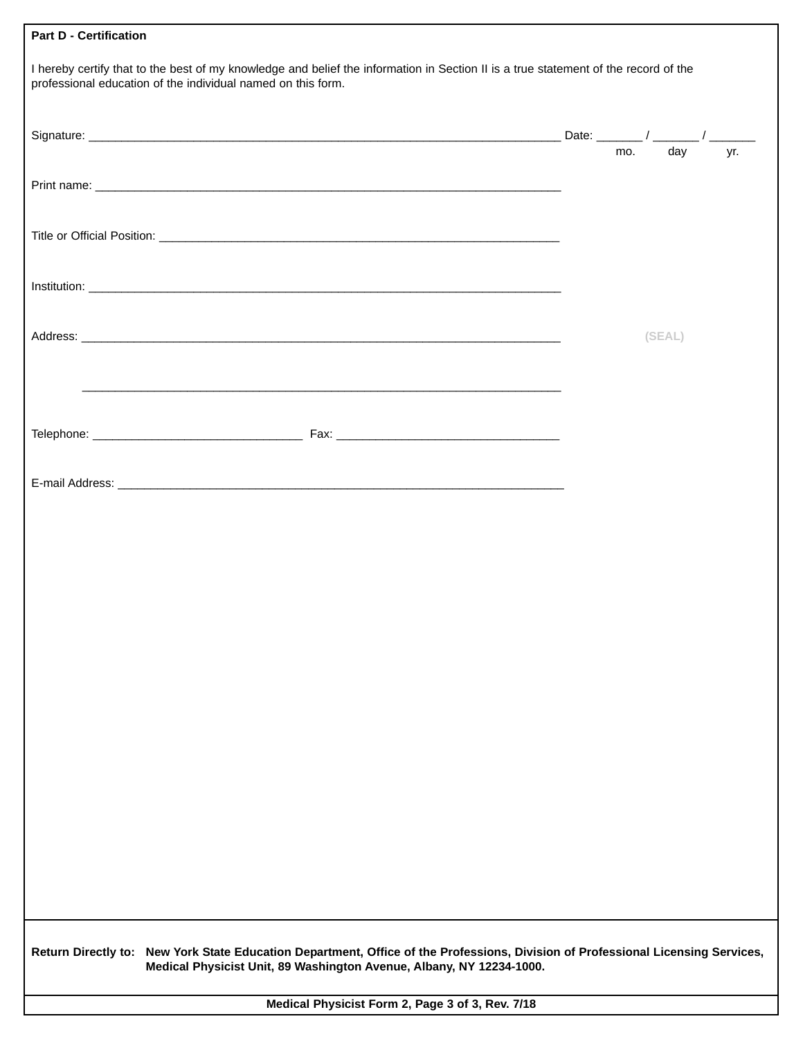**Part D - Certification**

I hereby certify that to the best of my knowledge and belief the information in Section II is a true statement of the record of the professional education of the individual named on this form.

Signature: ______________________________________________________________________ Date: _______ / _______ / _______
mo. day yr.

Print name: ______________________________________________________________________

Title or Official Position: _______________________________________________________________

Institution: ______________________________________________________________________

Address: ________________________________________________________________________ (SEAL)

________________________________________________________________________

Telephone: ________________________________ Fax: __________________________________

E-mail Address: ___________________________________________________________________

**Return Directly to:** **New York State Education Department, Office of the Professions, Division of Professional Licensing Services, Medical Physicist Unit, 89 Washington Avenue, Albany, NY 12234-1000.**

**Medical Physicist Form 2, Page 3 of 3, Rev. 7/18**